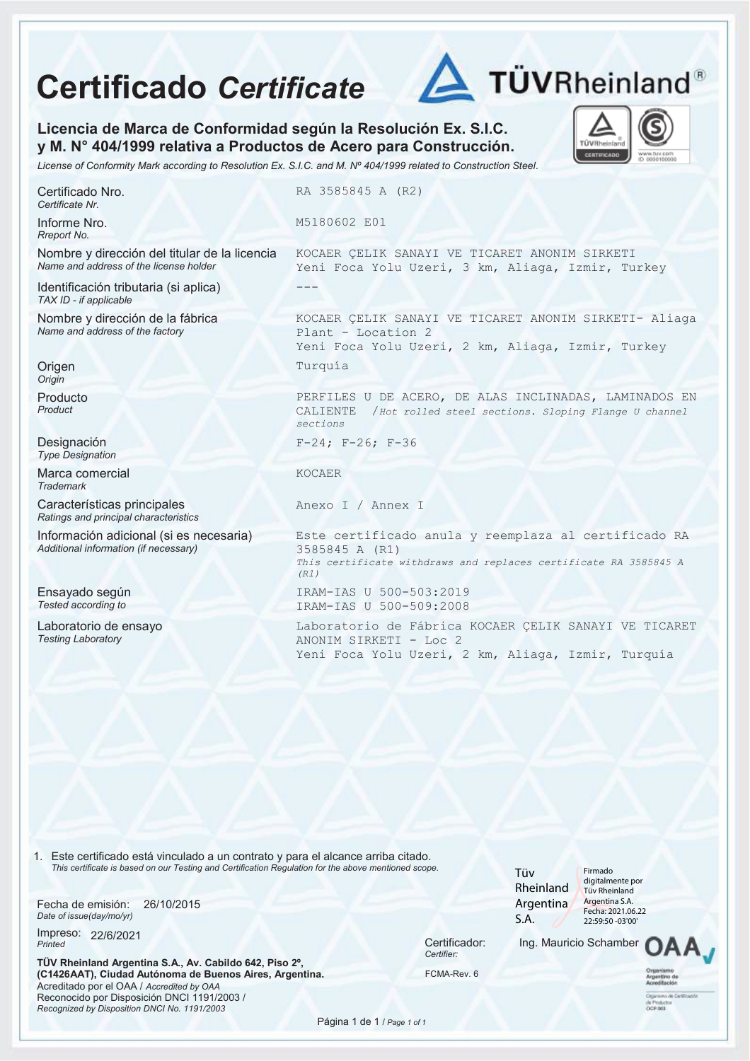# Certificado *Certificate*

TÜVRheinland®

**Licencia de Marca de Conformidad según la Resolución Ex. S.I.C. y M. N° 404/1999 relativa a Productos de Acero para Construcción.**

*License of Conformity Mark according to Resolution Ex. S.I.C. and M. Nº 404/1999 related to Construction Steel.*

| | |
|---|---|
| Certificado Nro. *Certificate Nr.* | RA 3585845 A (R2) |
| Informe Nro. *Rreport No.* | M5180602 E01 |
| Nombre y dirección del titular de la licencia *Name and address of the license holder* | KOCAER ÇELIK SANAYI VE TICARET ANONIM SIRKETI<br>Yeni Foca Yolu Uzeri, 3 km, Aliaga, Izmir, Turkey |
| Identificación tributaria (si aplica) *TAX ID - if applicable* | --- |
| Nombre y dirección de la fábrica *Name and address of the factory* | KOCAER ÇELIK SANAYI VE TICARET ANONIM SIRKETI- Aliaga Plant - Location 2<br>Yeni Foca Yolu Uzeri, 2 km, Aliaga, Izmir, Turkey |
| Origen *Origin* | Turquía |
| Producto *Product* | PERFILES U DE ACERO, DE ALAS INCLINADAS, LAMINADOS EN CALIENTE /*Hot rolled steel sections. Sloping Flange U channel sections* |
| Designación *Type Designation* | F-24; F-26; F-36 |
| Marca comercial *Trademark* | KOCAER |
| Características principales *Ratings and principal characteristics* | Anexo I / Annex I |
| Información adicional (si es necesaria) *Additional information (if necessary)* | Este certificado anula y reemplaza al certificado RA 3585845 A (R1)<br>*This certificate withdraws and replaces certificate RA 3585845 A (R1)* |
| Ensayado según *Tested according to* | IRAM-IAS U 500-503:2019<br>IRAM-IAS U 500-509:2008 |
| Laboratorio de ensayo *Testing Laboratory* | Laboratorio de Fábrica KOCAER ÇELIK SANAYI VE TICARET ANONIM SIRKETI - Loc 2<br>Yeni Foca Yolu Uzeri, 2 km, Aliaga, Izmir, Turquía |

1. Este certificado está vinculado a un contrato y para el alcance arriba citado.
   *This certificate is based on our Testing and Certification Regulation for the above mentioned scope.*

Fecha de emisión: 26/10/2015
*Date of issue(day/mo/yr)*

Impreso: 22/6/2021
*Printed*

Tüv Rheinland Argentina S.A. — Firmado digitalmente por Tüv Rheinland Argentina S.A. Fecha: 2021.06.22 22:59:50 -03'00'

Certificador: Ing. Mauricio Schamber
*Certifier:*

FCMA-Rev. 6

**TÜV Rheinland Argentina S.A., Av. Cabildo 642, Piso 2º, (C1426AAT), Ciudad Autónoma de Buenos Aires, Argentina.**
Acreditado por el OAA / *Accredited by OAA*
Reconocido por Disposición DNCI 1191/2003 /
*Recognized by Disposition DNCI No. 1191/2003*

OAA — Organismo Argentino de Acreditación — Organismo de Certificación de Productos OCP 003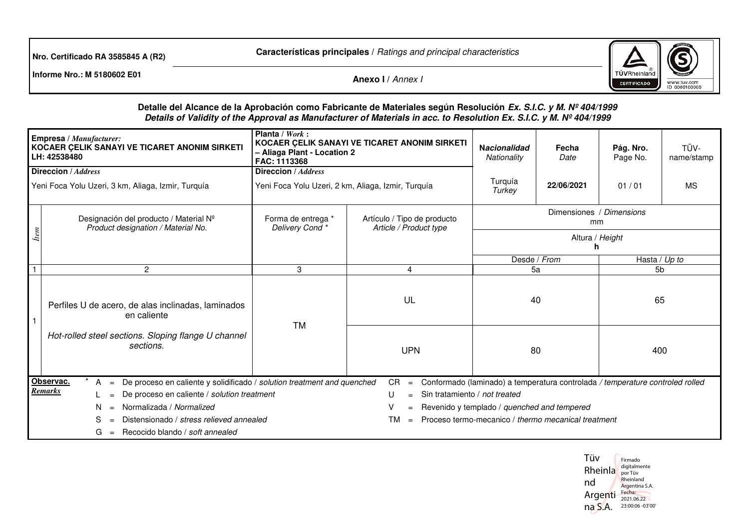| Nro. Certificado RA 3585845 A (R2) | **Características principales** / *Ratings and principal characteristics* |
|---|---|
| Informe Nro.: M 5180602 E01 | **Anexo I** / *Annex I* |

TÜVRheinland CERTIFICADO
www.tuv.com ID 0000100000

**Detalle del Alcance de la Aprobación como Fabricante de Materiales según Resolución *Ex. S.I.C. y M. Nº 404/1999***
***Details of Validity of the Approval as Manufacturer of Materials in acc. to Resolution Ex. S.I.C. y M. Nº 404/1999***

| **Empresa** / *Manufacturer:* **KOCAER ÇELIK SANAYI VE TICARET ANONIM SIRKETI LH: 42538480** | **Planta** / *Work* **: KOCAER ÇELIK SANAYI VE TICARET ANONIM SIRKETI – Aliaga Plant - Location 2 FAC: 1113368** | **Nacionalidad** *Nationality* | **Fecha** *Date* | **Pág. Nro.** Page No. | TÜV-name/stamp |
|---|---|---|---|---|---|
| **Direccion** / *Address* Yeni Foca Yolu Uzeri, 3 km, Aliaga, Izmir, Turquía | **Direccion** / *Address* Yeni Foca Yolu Uzeri, 2 km, Aliaga, Izmir, Turquía | Turquía *Turkey* | **22/06/2021** | 01 / 01 | MS |

| *Ítem* | Designación del producto / Material Nº *Product designation / Material No.* | Forma de entrega * *Delivery Cond ** | Artículo / Tipo de producto *Article / Product type* | Dimensiones / *Dimensions* mm — Altura / *Height* **h** — Desde / *From* | Hasta / *Up to* |
|---|---|---|---|---|---|
| 1 | 2 | 3 | 4 | 5a | 5b |
| 1 | Perfiles U de acero, de alas inclinadas, laminados en caliente<br>*Hot-rolled steel sections. Sloping flange U channel sections.* | TM | UL | 40 | 65 |
| | | | UPN | 80 | 400 |

**Observac.** *Remarks*

\* A = De proceso en caliente y solidificado / *solution treatment and quenched*
L = De proceso en caliente / *solution treatment*
N = Normalizada / *Normalized*
S = Distensionado / *stress relieved annealed*
G = Recocido blando / *soft annealed*
CR = Conformado (laminado) a temperatura controlada / *temperature controled rolled*
U = Sin tratamiento / *not treated*
V = Revenido y templado / *quenched and tempered*
TM = Proceso termo-mecanico / *thermo mecanical treatment*

Tüv Rheinland Argentina S.A.
Firmado digitalmente por Tüv Rheinland Argentina S.A.
Fecha: 2021.06.22 23:00:06 -03'00'